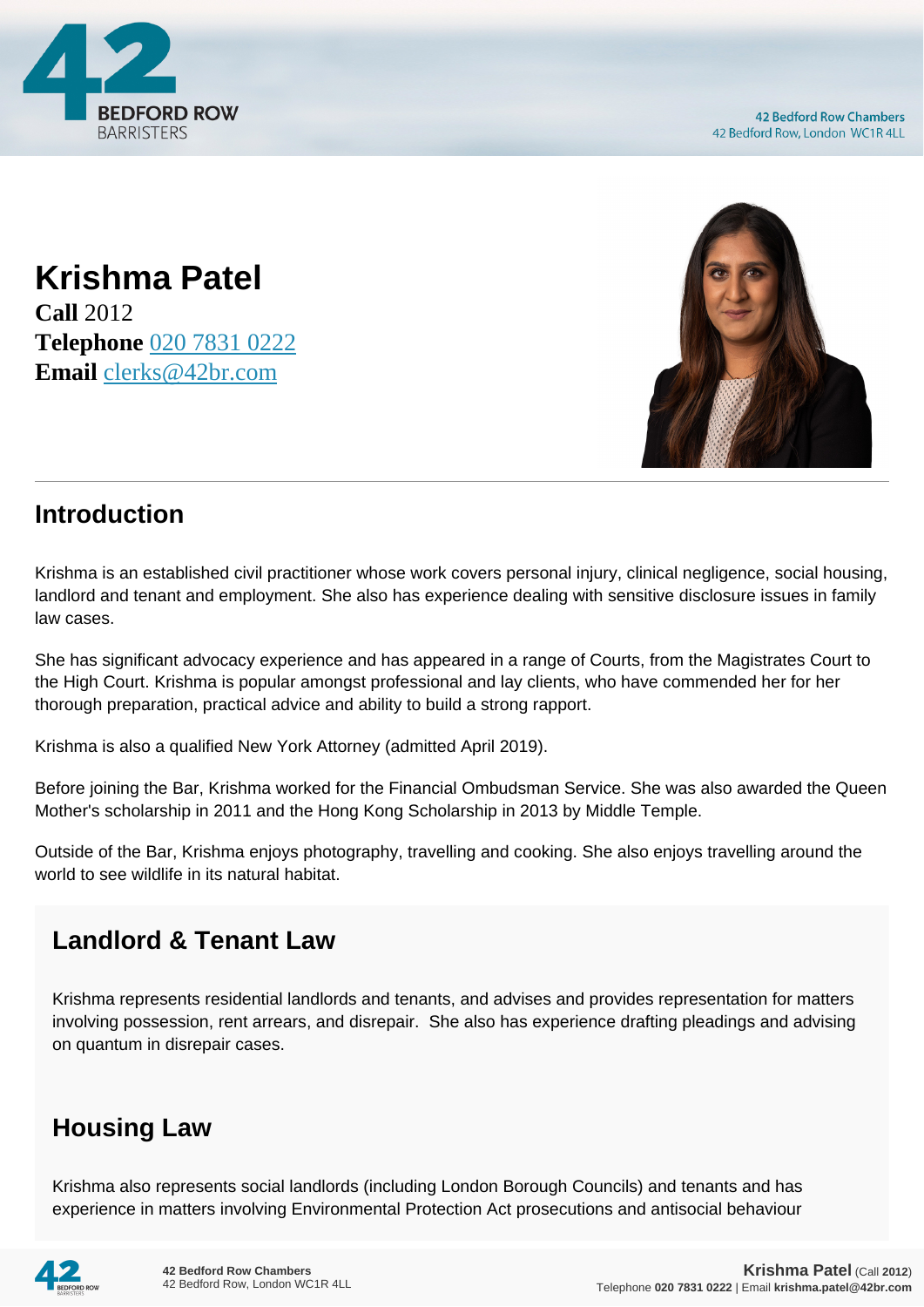# Krishma Patel

**Call** 2012
**Telephone** 020 7831 0222
**Email** clerks@42br.com

## Introduction

Krishma is an established civil practitioner whose work covers personal injury, clinical negligence, social housing, landlord and tenant and employment. She also has experience dealing with sensitive disclosure issues in family law cases.

She has significant advocacy experience and has appeared in a range of Courts, from the Magistrates Court to the High Court. Krishma is popular amongst professional and lay clients, who have commended her for her thorough preparation, practical advice and ability to build a strong rapport.

Krishma is also a qualified New York Attorney (admitted April 2019).

Before joining the Bar, Krishma worked for the Financial Ombudsman Service. She was also awarded the Queen Mother's scholarship in 2011 and the Hong Kong Scholarship in 2013 by Middle Temple.

Outside of the Bar, Krishma enjoys photography, travelling and cooking. She also enjoys travelling around the world to see wildlife in its natural habitat.

## Landlord & Tenant Law

Krishma represents residential landlords and tenants, and advises and provides representation for matters involving possession, rent arrears, and disrepair. She also has experience drafting pleadings and advising on quantum in disrepair cases.

## Housing Law

Krishma also represents social landlords (including London Borough Councils) and tenants and has experience in matters involving Environmental Protection Act prosecutions and antisocial behaviour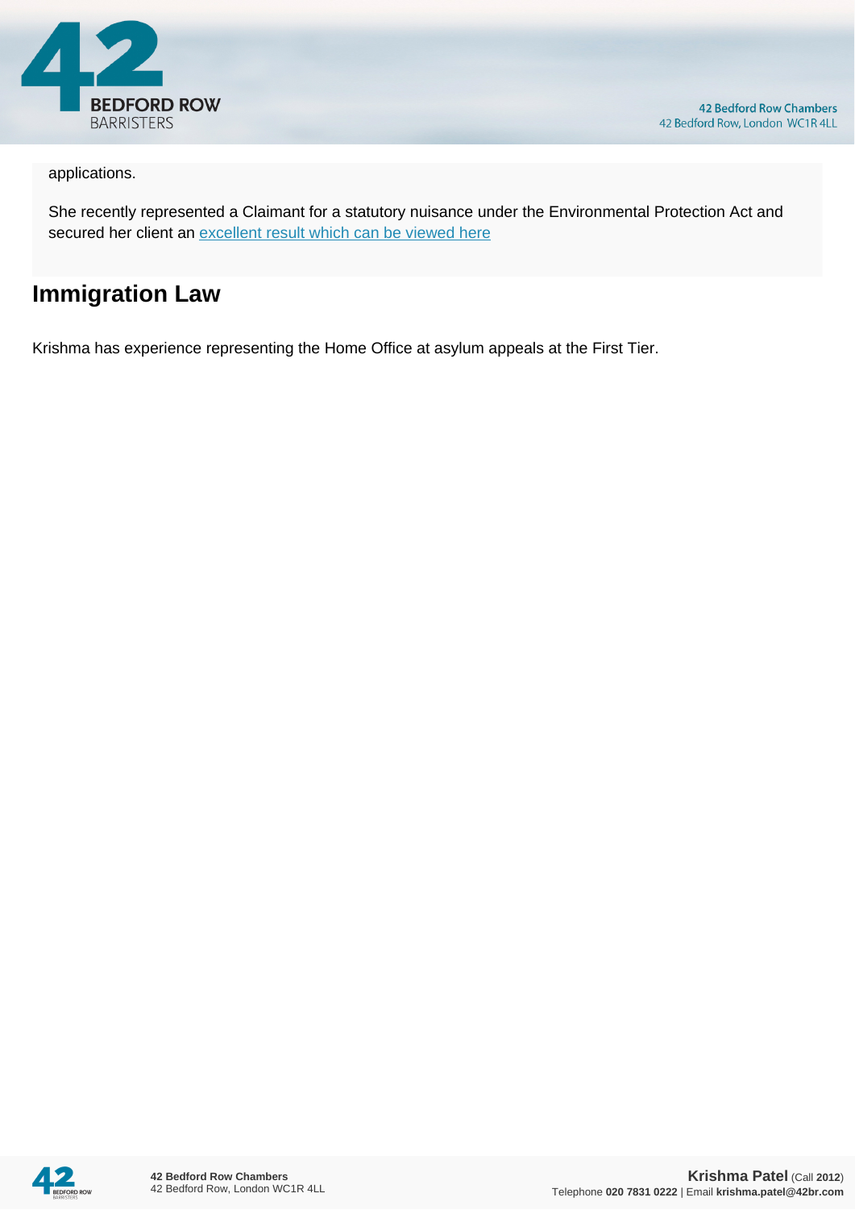applications.

She recently represented a Claimant for a statutory nuisance under the Environmental Protection Act and secured her client an excellent result which can be viewed here

## Immigration Law

Krishma has experience representing the Home Office at asylum appeals at the First Tier.